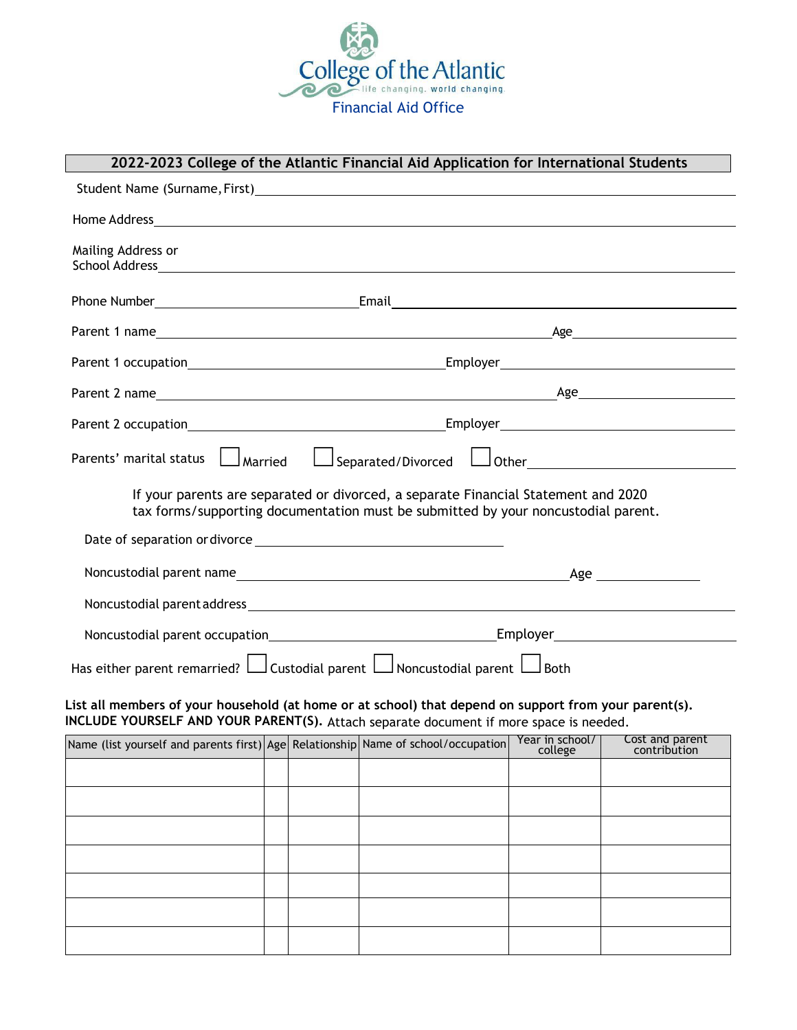College of the Atlantic

life changing. world changing.

Financial Aid Office

## 2022-2023 College of the Atlantic Financial Aid Application for International Students

Student Name (Surname, First) ____________________

Home Address ____________________

Mailing Address or School Address ____________________

Phone Number ____________________ Email ____________________

Parent 1 name ____________________ Age ____________________

Parent 1 occupation ____________________ Employer ____________________

Parent 2 name ____________________ Age ____________________

Parent 2 occupation ____________________ Employer ____________________

Parents' marital status ☐ Married ☐ Separated/Divorced ☐ Other ____________________

If your parents are separated or divorced, a separate Financial Statement and 2020 tax forms/supporting documentation must be submitted by your noncustodial parent.

Date of separation or divorce ____________________

Noncustodial parent name ____________________ Age ____________________

Noncustodial parent address ____________________

Noncustodial parent occupation ____________________ Employer ____________________

Has either parent remarried? ☐ Custodial parent ☐ Noncustodial parent ☐ Both

**List all members of your household (at home or at school) that depend on support from your parent(s). INCLUDE YOURSELF AND YOUR PARENT(S).** Attach separate document if more space is needed.

| Name (list yourself and parents first) | Age | Relationship | Name of school/occupation | Year in school/ college | Cost and parent contribution |
|---|---|---|---|---|---|
| | | | | | |
| | | | | | |
| | | | | | |
| | | | | | |
| | | | | | |
| | | | | | |
| | | | | | |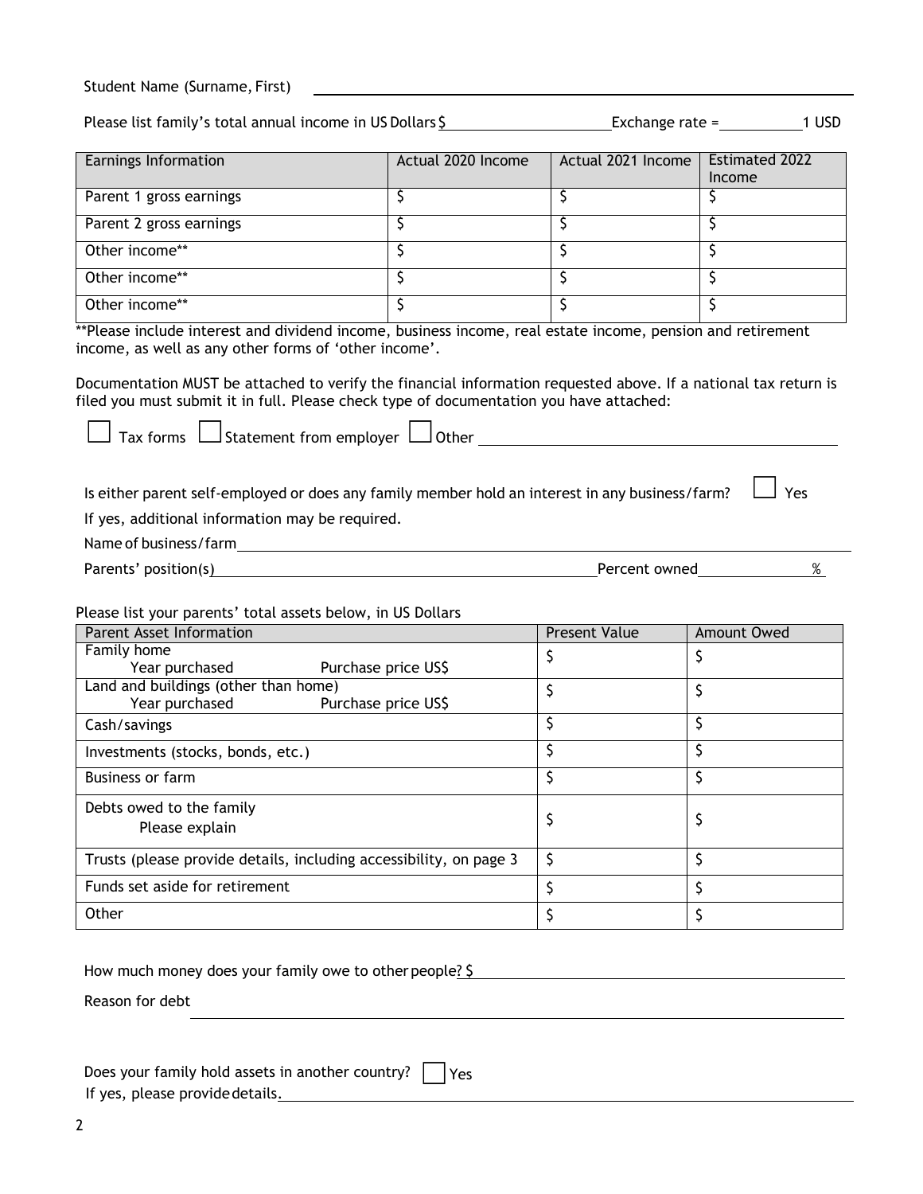Student Name (Surname, First) ______________________________

Please list family's total annual income in US Dollars $ ____________ Exchange rate = ________ 1 USD

| Earnings Information | Actual 2020 Income | Actual 2021 Income | Estimated 2022 Income |
|---|---|---|---|
| Parent 1 gross earnings | $ | $ | $ |
| Parent 2 gross earnings | $ | $ | $ |
| Other income** | $ | $ | $ |
| Other income** | $ | $ | $ |
| Other income** | $ | $ | $ |

**Please include interest and dividend income, business income, real estate income, pension and retirement income, as well as any other forms of 'other income'.

Documentation MUST be attached to verify the financial information requested above. If a national tax return is filed you must submit it in full. Please check type of documentation you have attached:

☐ Tax forms ☐ Statement from employer ☐ Other ______________________________

Is either parent self-employed or does any family member hold an interest in any business/farm? ☐ Yes

If yes, additional information may be required.

Name of business/farm ______________________________

Parents' position(s) ______________________________ Percent owned ________ %

Please list your parents' total assets below, in US Dollars

| Parent Asset Information | Present Value | Amount Owed |
|---|---|---|
| Family home<br>Year purchased Purchase price US$ | $ | $ |
| Land and buildings (other than home)<br>Year purchased Purchase price US$ | $ | $ |
| Cash/savings | $ | $ |
| Investments (stocks, bonds, etc.) | $ | $ |
| Business or farm | $ | $ |
| Debts owed to the family<br>Please explain | $ | $ |
| Trusts (please provide details, including accessibility, on page 3 | $ | $ |
| Funds set aside for retirement | $ | $ |
| Other | $ | $ |

How much money does your family owe to other people? $ ______________________________

Reason for debt ______________________________

Does your family hold assets in another country? ☐ Yes

If yes, please provide details. ______________________________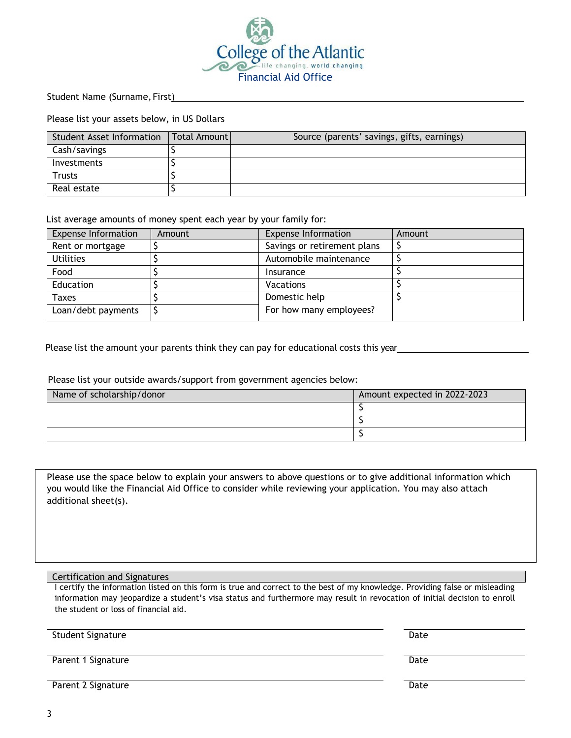College of the Atlantic
life changing. world changing.
Financial Aid Office

Student Name (Surname, First) ____________________

Please list your assets below, in US Dollars

| Student Asset Information | Total Amount | Source (parents' savings, gifts, earnings) |
|---|---|---|
| Cash/savings | $ | |
| Investments | $ | |
| Trusts | $ | |
| Real estate | $ | |

List average amounts of money spent each year by your family for:

| Expense Information | Amount | Expense Information | Amount |
|---|---|---|---|
| Rent or mortgage | $ | Savings or retirement plans | $ |
| Utilities | $ | Automobile maintenance | $ |
| Food | $ | Insurance | $ |
| Education | $ | Vacations | $ |
| Taxes | $ | Domestic help | $ |
| Loan/debt payments | $ | For how many employees? | |

Please list the amount your parents think they can pay for educational costs this year ____________________

Please list your outside awards/support from government agencies below:

| Name of scholarship/donor | Amount expected in 2022-2023 |
|---|---|
| | $ |
| | $ |
| | $ |

Please use the space below to explain your answers to above questions or to give additional information which you would like the Financial Aid Office to consider while reviewing your application. You may also attach additional sheet(s).

**Certification and Signatures**

I certify the information listed on this form is true and correct to the best of my knowledge. Providing false or misleading information may jeopardize a student's visa status and furthermore may result in revocation of initial decision to enroll the student or loss of financial aid.

Student Signature ____________________ Date ____________

Parent 1 Signature ____________________ Date ____________

Parent 2 Signature ____________________ Date ____________